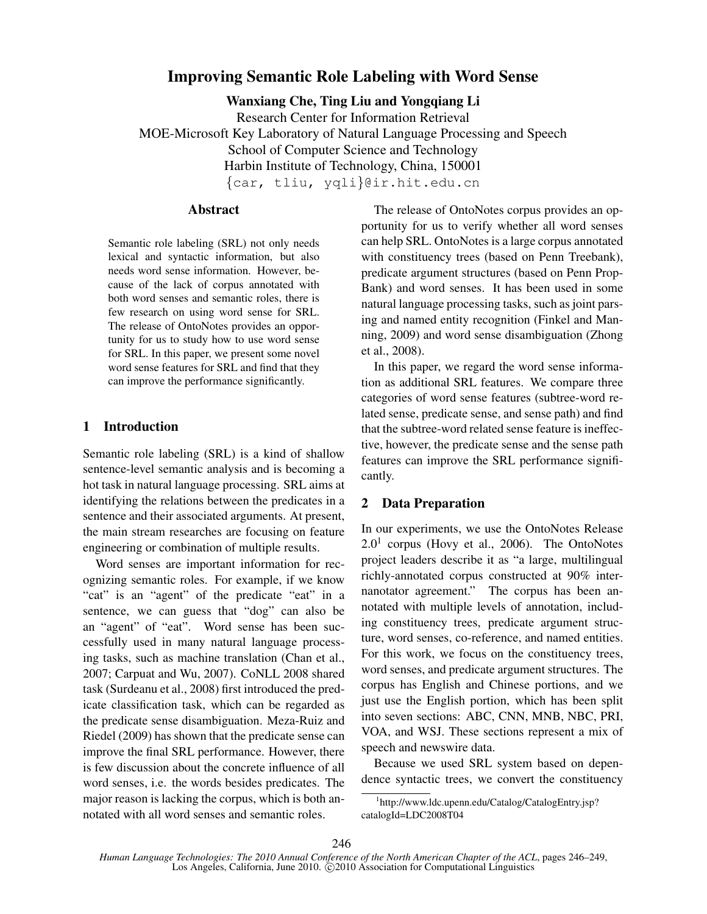# Improving Semantic Role Labeling with Word Sense

**Wanxiang Che, Ting Liu and Yongqiang Li**

Research Center for Information Retrieval
MOE-Microsoft Key Laboratory of Natural Language Processing and Speech
School of Computer Science and Technology
Harbin Institute of Technology, China, 150001
{car, tliu, yqli}@ir.hit.edu.cn

## Abstract

Semantic role labeling (SRL) not only needs lexical and syntactic information, but also needs word sense information. However, because of the lack of corpus annotated with both word senses and semantic roles, there is few research on using word sense for SRL. The release of OntoNotes provides an opportunity for us to study how to use word sense for SRL. In this paper, we present some novel word sense features for SRL and find that they can improve the performance significantly.

## 1 Introduction

Semantic role labeling (SRL) is a kind of shallow sentence-level semantic analysis and is becoming a hot task in natural language processing. SRL aims at identifying the relations between the predicates in a sentence and their associated arguments. At present, the main stream researches are focusing on feature engineering or combination of multiple results.

Word senses are important information for recognizing semantic roles. For example, if we know "cat" is an "agent" of the predicate "eat" in a sentence, we can guess that "dog" can also be an "agent" of "eat". Word sense has been successfully used in many natural language processing tasks, such as machine translation (Chan et al., 2007; Carpuat and Wu, 2007). CoNLL 2008 shared task (Surdeanu et al., 2008) first introduced the predicate classification task, which can be regarded as the predicate sense disambiguation. Meza-Ruiz and Riedel (2009) has shown that the predicate sense can improve the final SRL performance. However, there is few discussion about the concrete influence of all word senses, i.e. the words besides predicates. The major reason is lacking the corpus, which is both annotated with all word senses and semantic roles.

The release of OntoNotes corpus provides an opportunity for us to verify whether all word senses can help SRL. OntoNotes is a large corpus annotated with constituency trees (based on Penn Treebank), predicate argument structures (based on Penn PropBank) and word senses. It has been used in some natural language processing tasks, such as joint parsing and named entity recognition (Finkel and Manning, 2009) and word sense disambiguation (Zhong et al., 2008).

In this paper, we regard the word sense information as additional SRL features. We compare three categories of word sense features (subtree-word related sense, predicate sense, and sense path) and find that the subtree-word related sense feature is ineffective, however, the predicate sense and the sense path features can improve the SRL performance significantly.

## 2 Data Preparation

In our experiments, we use the OntoNotes Release 2.0[1] corpus (Hovy et al., 2006). The OntoNotes project leaders describe it as "a large, multilingual richly-annotated corpus constructed at 90% internanotator agreement." The corpus has been annotated with multiple levels of annotation, including constituency trees, predicate argument structure, word senses, co-reference, and named entities. For this work, we focus on the constituency trees, word senses, and predicate argument structures. The corpus has English and Chinese portions, and we just use the English portion, which has been split into seven sections: ABC, CNN, MNB, NBC, PRI, VOA, and WSJ. These sections represent a mix of speech and newswire data.

Because we used SRL system based on dependence syntactic trees, we convert the constituency

[1] http://www.ldc.upenn.edu/Catalog/CatalogEntry.jsp?catalogId=LDC2008T04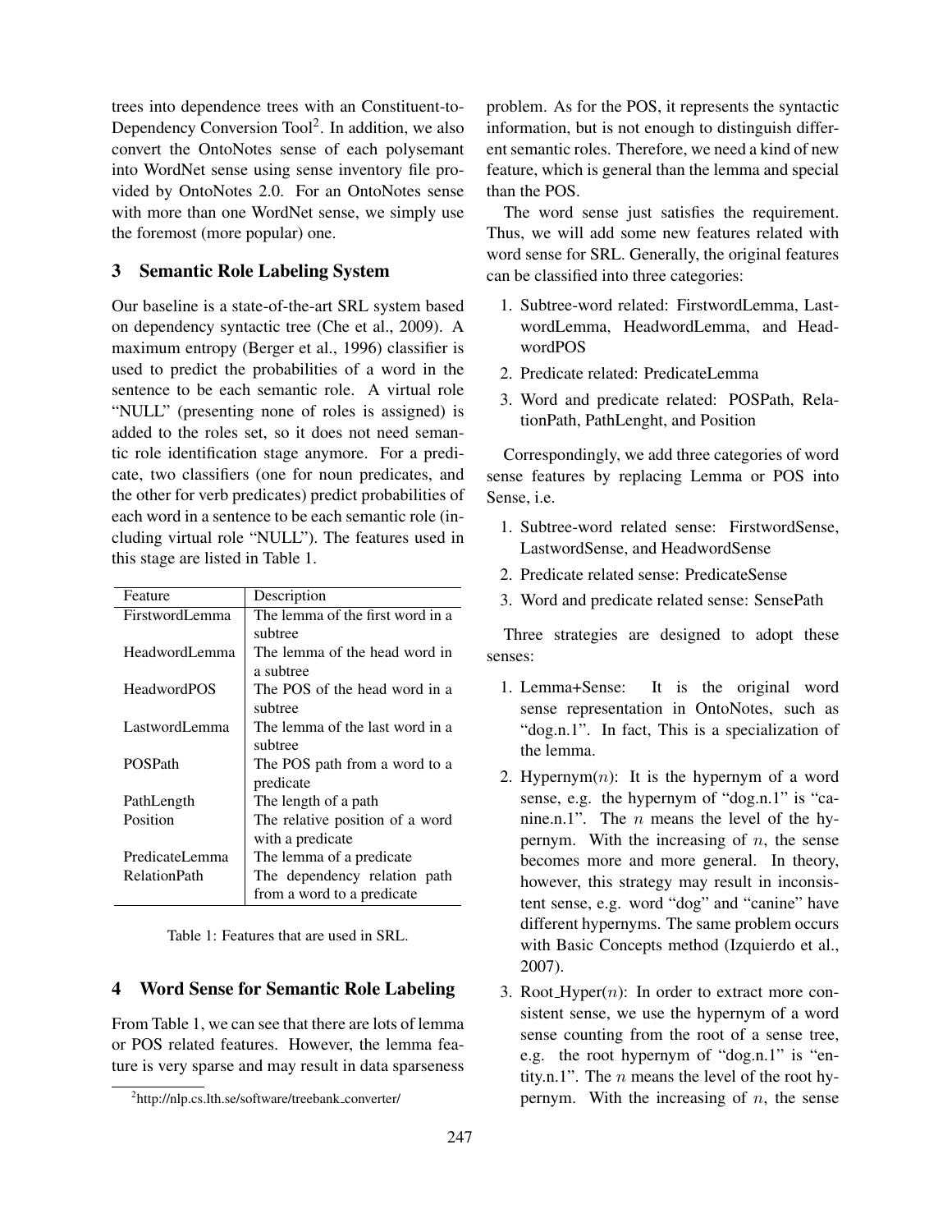trees into dependence trees with an Constituent-to-Dependency Conversion Tool[2]. In addition, we also convert the OntoNotes sense of each polysemant into WordNet sense using sense inventory file provided by OntoNotes 2.0. For an OntoNotes sense with more than one WordNet sense, we simply use the foremost (more popular) one.

## 3 Semantic Role Labeling System

Our baseline is a state-of-the-art SRL system based on dependency syntactic tree (Che et al., 2009). A maximum entropy (Berger et al., 1996) classifier is used to predict the probabilities of a word in the sentence to be each semantic role. A virtual role "NULL" (presenting none of roles is assigned) is added to the roles set, so it does not need semantic role identification stage anymore. For a predicate, two classifiers (one for noun predicates, and the other for verb predicates) predict probabilities of each word in a sentence to be each semantic role (including virtual role "NULL"). The features used in this stage are listed in Table 1.

| Feature | Description |
|---|---|
| FirstwordLemma | The lemma of the first word in a subtree |
| HeadwordLemma | The lemma of the head word in a subtree |
| HeadwordPOS | The POS of the head word in a subtree |
| LastwordLemma | The lemma of the last word in a subtree |
| POSPath | The POS path from a word to a predicate |
| PathLength | The length of a path |
| Position | The relative position of a word with a predicate |
| PredicateLemma | The lemma of a predicate |
| RelationPath | The dependency relation path from a word to a predicate |

Table 1: Features that are used in SRL.

## 4 Word Sense for Semantic Role Labeling

From Table 1, we can see that there are lots of lemma or POS related features. However, the lemma feature is very sparse and may result in data sparseness problem. As for the POS, it represents the syntactic information, but is not enough to distinguish different semantic roles. Therefore, we need a kind of new feature, which is general than the lemma and special than the POS.

The word sense just satisfies the requirement. Thus, we will add some new features related with word sense for SRL. Generally, the original features can be classified into three categories:

1. Subtree-word related: FirstwordLemma, LastwordLemma, HeadwordLemma, and HeadwordPOS
2. Predicate related: PredicateLemma
3. Word and predicate related: POSPath, RelationPath, PathLenght, and Position

Correspondingly, we add three categories of word sense features by replacing Lemma or POS into Sense, i.e.

1. Subtree-word related sense: FirstwordSense, LastwordSense, and HeadwordSense
2. Predicate related sense: PredicateSense
3. Word and predicate related sense: SensePath

Three strategies are designed to adopt these senses:

1. Lemma+Sense: It is the original word sense representation in OntoNotes, such as "dog.n.1". In fact, This is a specialization of the lemma.
2. Hypernym($n$): It is the hypernym of a word sense, e.g. the hypernym of "dog.n.1" is "canine.n.1". The $n$ means the level of the hypernym. With the increasing of $n$, the sense becomes more and more general. In theory, however, this strategy may result in inconsistent sense, e.g. word "dog" and "canine" have different hypernyms. The same problem occurs with Basic Concepts method (Izquierdo et al., 2007).
3. Root_Hyper($n$): In order to extract more consistent sense, we use the hypernym of a word sense counting from the root of a sense tree, e.g. the root hypernym of "dog.n.1" is "entity.n.1". The $n$ means the level of the root hypernym. With the increasing of $n$, the sense

[2] http://nlp.cs.lth.se/software/treebank_converter/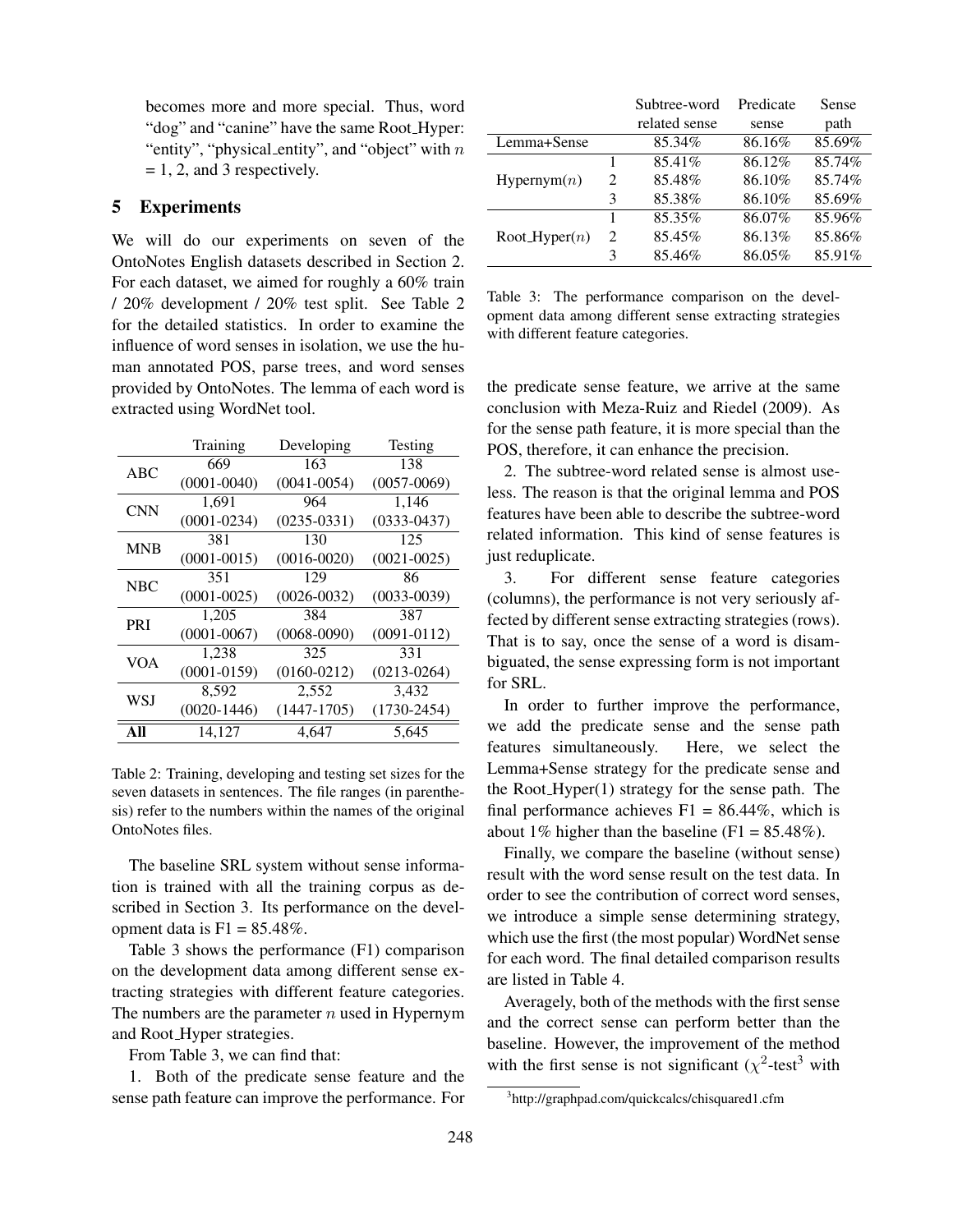becomes more and more special. Thus, word "dog" and "canine" have the same Root_Hyper: "entity", "physical_entity", and "object" with $n$ = 1, 2, and 3 respectively.

## 5 Experiments

We will do our experiments on seven of the OntoNotes English datasets described in Section 2. For each dataset, we aimed for roughly a 60% train / 20% development / 20% test split. See Table 2 for the detailed statistics. In order to examine the influence of word senses in isolation, we use the human annotated POS, parse trees, and word senses provided by OntoNotes. The lemma of each word is extracted using WordNet tool.

| | Training | Developing | Testing |
|---|---|---|---|
| ABC | 669 (0001-0040) | 163 (0041-0054) | 138 (0057-0069) |
| CNN | 1,691 (0001-0234) | 964 (0235-0331) | 1,146 (0333-0437) |
| MNB | 381 (0001-0015) | 130 (0016-0020) | 125 (0021-0025) |
| NBC | 351 (0001-0025) | 129 (0026-0032) | 86 (0033-0039) |
| PRI | 1,205 (0001-0067) | 384 (0068-0090) | 387 (0091-0112) |
| VOA | 1,238 (0001-0159) | 325 (0160-0212) | 331 (0213-0264) |
| WSJ | 8,592 (0020-1446) | 2,552 (1447-1705) | 3,432 (1730-2454) |
| **All** | 14,127 | 4,647 | 5,645 |

Table 2: Training, developing and testing set sizes for the seven datasets in sentences. The file ranges (in parenthesis) refer to the numbers within the names of the original OntoNotes files.

The baseline SRL system without sense information is trained with all the training corpus as described in Section 3. Its performance on the development data is F1 = 85.48%.

Table 3 shows the performance (F1) comparison on the development data among different sense extracting strategies with different feature categories. The numbers are the parameter $n$ used in Hypernym and Root_Hyper strategies.

From Table 3, we can find that:

1. Both of the predicate sense feature and the sense path feature can improve the performance. For the predicate sense feature, we arrive at the same conclusion with Meza-Ruiz and Riedel (2009). As for the sense path feature, it is more special than the POS, therefore, it can enhance the precision.

| | | Subtree-word related sense | Predicate sense | Sense path |
|---|---|---|---|---|
| Lemma+Sense | | 85.34% | 86.16% | 85.69% |
| Hypernym($n$) | 1 | 85.41% | 86.12% | 85.74% |
| | 2 | 85.48% | 86.10% | 85.74% |
| | 3 | 85.38% | 86.10% | 85.69% |
| Root_Hyper($n$) | 1 | 85.35% | 86.07% | 85.96% |
| | 2 | 85.45% | 86.13% | 85.86% |
| | 3 | 85.46% | 86.05% | 85.91% |

Table 3: The performance comparison on the development data among different sense extracting strategies with different feature categories.

2. The subtree-word related sense is almost useless. The reason is that the original lemma and POS features have been able to describe the subtree-word related information. This kind of sense features is just reduplicate.

3. For different sense feature categories (columns), the performance is not very seriously affected by different sense extracting strategies (rows). That is to say, once the sense of a word is disambiguated, the sense expressing form is not important for SRL.

In order to further improve the performance, we add the predicate sense and the sense path features simultaneously. Here, we select the Lemma+Sense strategy for the predicate sense and the Root_Hyper(1) strategy for the sense path. The final performance achieves F1 = 86.44%, which is about 1% higher than the baseline (F1 = 85.48%).

Finally, we compare the baseline (without sense) result with the word sense result on the test data. In order to see the contribution of correct word senses, we introduce a simple sense determining strategy, which use the first (the most popular) WordNet sense for each word. The final detailed comparison results are listed in Table 4.

Averagely, both of the methods with the first sense and the correct sense can perform better than the baseline. However, the improvement of the method with the first sense is not significant ($\chi^2$-test[3] with

[3] http://graphpad.com/quickcalcs/chisquared1.cfm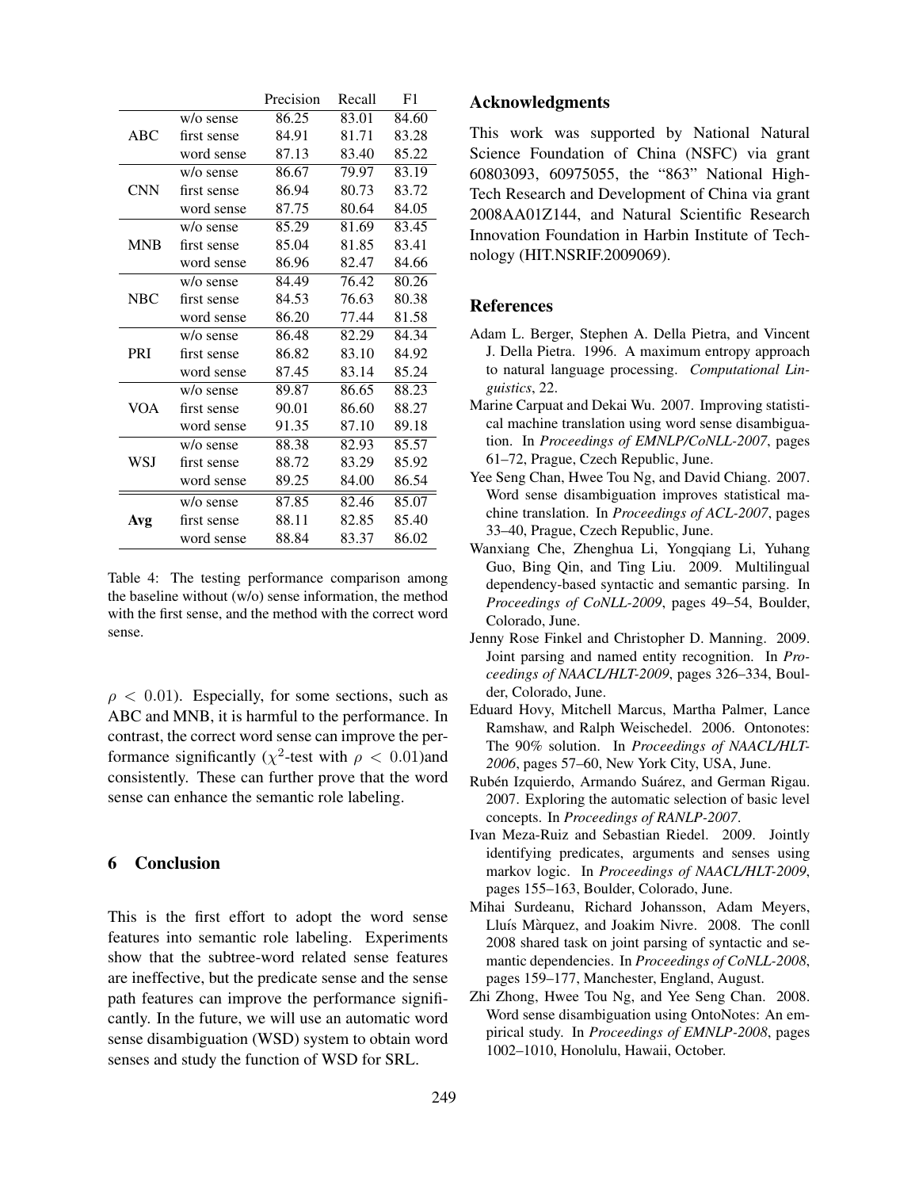| | | Precision | Recall | F1 |
|---|---|---|---|---|
| ABC | w/o sense | 86.25 | 83.01 | 84.60 |
| | first sense | 84.91 | 81.71 | 83.28 |
| | word sense | 87.13 | 83.40 | 85.22 |
| CNN | w/o sense | 86.67 | 79.97 | 83.19 |
| | first sense | 86.94 | 80.73 | 83.72 |
| | word sense | 87.75 | 80.64 | 84.05 |
| MNB | w/o sense | 85.29 | 81.69 | 83.45 |
| | first sense | 85.04 | 81.85 | 83.41 |
| | word sense | 86.96 | 82.47 | 84.66 |
| NBC | w/o sense | 84.49 | 76.42 | 80.26 |
| | first sense | 84.53 | 76.63 | 80.38 |
| | word sense | 86.20 | 77.44 | 81.58 |
| PRI | w/o sense | 86.48 | 82.29 | 84.34 |
| | first sense | 86.82 | 83.10 | 84.92 |
| | word sense | 87.45 | 83.14 | 85.24 |
| VOA | w/o sense | 89.87 | 86.65 | 88.23 |
| | first sense | 90.01 | 86.60 | 88.27 |
| | word sense | 91.35 | 87.10 | 89.18 |
| WSJ | w/o sense | 88.38 | 82.93 | 85.57 |
| | first sense | 88.72 | 83.29 | 85.92 |
| | word sense | 89.25 | 84.00 | 86.54 |
| **Avg** | w/o sense | 87.85 | 82.46 | 85.07 |
| | first sense | 88.11 | 82.85 | 85.40 |
| | word sense | 88.84 | 83.37 | 86.02 |

Table 4: The testing performance comparison among the baseline without (w/o) sense information, the method with the first sense, and the method with the correct word sense.

$\rho < 0.01$). Especially, for some sections, such as ABC and MNB, it is harmful to the performance. In contrast, the correct word sense can improve the performance significantly ($\chi^2$-test with $\rho < 0.01$)and consistently. These can further prove that the word sense can enhance the semantic role labeling.

## 6 Conclusion

This is the first effort to adopt the word sense features into semantic role labeling. Experiments show that the subtree-word related sense features are ineffective, but the predicate sense and the sense path features can improve the performance significantly. In the future, we will use an automatic word sense disambiguation (WSD) system to obtain word senses and study the function of WSD for SRL.

## Acknowledgments

This work was supported by National Natural Science Foundation of China (NSFC) via grant 60803093, 60975055, the "863" National High-Tech Research and Development of China via grant 2008AA01Z144, and Natural Scientific Research Innovation Foundation in Harbin Institute of Technology (HIT.NSRIF.2009069).

## References

Adam L. Berger, Stephen A. Della Pietra, and Vincent J. Della Pietra. 1996. A maximum entropy approach to natural language processing. *Computational Linguistics*, 22.

Marine Carpuat and Dekai Wu. 2007. Improving statistical machine translation using word sense disambiguation. In *Proceedings of EMNLP/CoNLL-2007*, pages 61–72, Prague, Czech Republic, June.

Yee Seng Chan, Hwee Tou Ng, and David Chiang. 2007. Word sense disambiguation improves statistical machine translation. In *Proceedings of ACL-2007*, pages 33–40, Prague, Czech Republic, June.

Wanxiang Che, Zhenghua Li, Yongqiang Li, Yuhang Guo, Bing Qin, and Ting Liu. 2009. Multilingual dependency-based syntactic and semantic parsing. In *Proceedings of CoNLL-2009*, pages 49–54, Boulder, Colorado, June.

Jenny Rose Finkel and Christopher D. Manning. 2009. Joint parsing and named entity recognition. In *Proceedings of NAACL/HLT-2009*, pages 326–334, Boulder, Colorado, June.

Eduard Hovy, Mitchell Marcus, Martha Palmer, Lance Ramshaw, and Ralph Weischedel. 2006. Ontonotes: The 90% solution. In *Proceedings of NAACL/HLT-2006*, pages 57–60, New York City, USA, June.

Rubén Izquierdo, Armando Suárez, and German Rigau. 2007. Exploring the automatic selection of basic level concepts. In *Proceedings of RANLP-2007*.

Ivan Meza-Ruiz and Sebastian Riedel. 2009. Jointly identifying predicates, arguments and senses using markov logic. In *Proceedings of NAACL/HLT-2009*, pages 155–163, Boulder, Colorado, June.

Mihai Surdeanu, Richard Johansson, Adam Meyers, Lluís Màrquez, and Joakim Nivre. 2008. The conll 2008 shared task on joint parsing of syntactic and semantic dependencies. In *Proceedings of CoNLL-2008*, pages 159–177, Manchester, England, August.

Zhi Zhong, Hwee Tou Ng, and Yee Seng Chan. 2008. Word sense disambiguation using OntoNotes: An empirical study. In *Proceedings of EMNLP-2008*, pages 1002–1010, Honolulu, Hawaii, October.